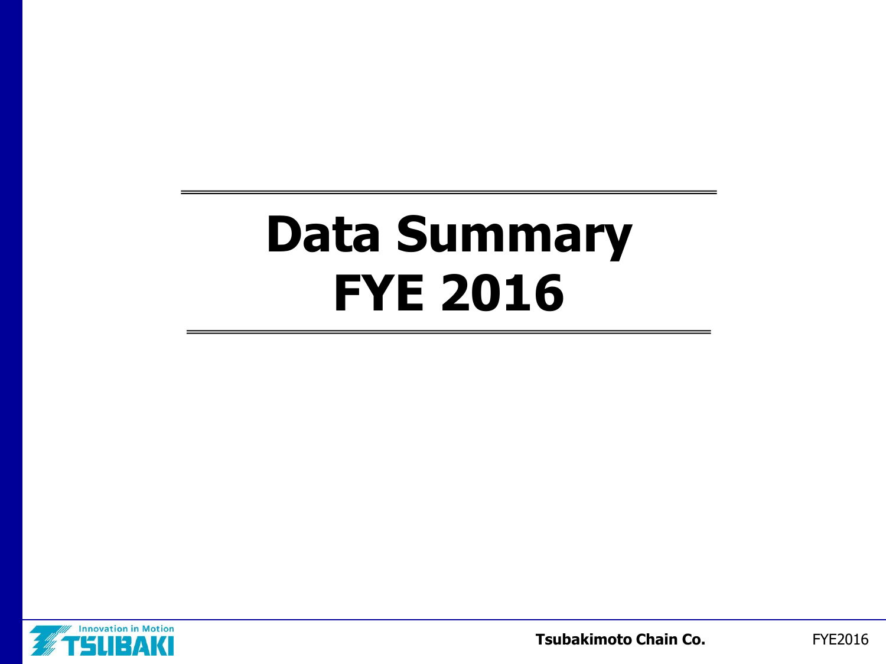# Data Summary
# FYE 2016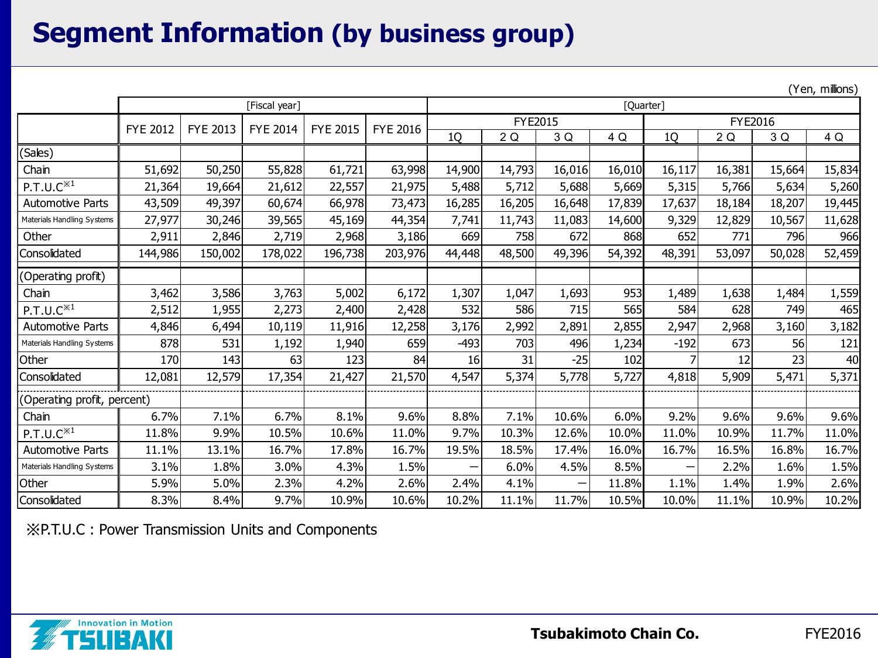# Segment Information (by business group)

(Yen, millions)

| | [Fiscal year] | | | | | [Quarter] | | | | | | | |
|---|---|---|---|---|---|---|---|---|---|---|---|---|---|
| | FYE 2012 | FYE 2013 | FYE 2014 | FYE 2015 | FYE 2016 | FYE2015 | | | | FYE2016 | | | |
| | | | | | | 1Q | 2 Q | 3 Q | 4 Q | 1Q | 2 Q | 3 Q | 4 Q |
| (Sales) | | | | | | | | | | | | | |
| Chain | 51,692 | 50,250 | 55,828 | 61,721 | 63,998 | 14,900 | 14,793 | 16,016 | 16,010 | 16,117 | 16,381 | 15,664 | 15,834 |
| P.T.U.C※1 | 21,364 | 19,664 | 21,612 | 22,557 | 21,975 | 5,488 | 5,712 | 5,688 | 5,669 | 5,315 | 5,766 | 5,634 | 5,260 |
| Automotive Parts | 43,509 | 49,397 | 60,674 | 66,978 | 73,473 | 16,285 | 16,205 | 16,648 | 17,839 | 17,637 | 18,184 | 18,207 | 19,445 |
| Materials Handling Systems | 27,977 | 30,246 | 39,565 | 45,169 | 44,354 | 7,741 | 11,743 | 11,083 | 14,600 | 9,329 | 12,829 | 10,567 | 11,628 |
| Other | 2,911 | 2,846 | 2,719 | 2,968 | 3,186 | 669 | 758 | 672 | 868 | 652 | 771 | 796 | 966 |
| Consolidated | 144,986 | 150,002 | 178,022 | 196,738 | 203,976 | 44,448 | 48,500 | 49,396 | 54,392 | 48,391 | 53,097 | 50,028 | 52,459 |
| (Operating profit) | | | | | | | | | | | | | |
| Chain | 3,462 | 3,586 | 3,763 | 5,002 | 6,172 | 1,307 | 1,047 | 1,693 | 953 | 1,489 | 1,638 | 1,484 | 1,559 |
| P.T.U.C※1 | 2,512 | 1,955 | 2,273 | 2,400 | 2,428 | 532 | 586 | 715 | 565 | 584 | 628 | 749 | 465 |
| Automotive Parts | 4,846 | 6,494 | 10,119 | 11,916 | 12,258 | 3,176 | 2,992 | 2,891 | 2,855 | 2,947 | 2,968 | 3,160 | 3,182 |
| Materials Handling Systems | 878 | 531 | 1,192 | 1,940 | 659 | -493 | 703 | 496 | 1,234 | -192 | 673 | 56 | 121 |
| Other | 170 | 143 | 63 | 123 | 84 | 16 | 31 | -25 | 102 | 7 | 12 | 23 | 40 |
| Consolidated | 12,081 | 12,579 | 17,354 | 21,427 | 21,570 | 4,547 | 5,374 | 5,778 | 5,727 | 4,818 | 5,909 | 5,471 | 5,371 |
| (Operating profit, percent) | | | | | | | | | | | | | |
| Chain | 6.7% | 7.1% | 6.7% | 8.1% | 9.6% | 8.8% | 7.1% | 10.6% | 6.0% | 9.2% | 9.6% | 9.6% | 9.6% |
| P.T.U.C※1 | 11.8% | 9.9% | 10.5% | 10.6% | 11.0% | 9.7% | 10.3% | 12.6% | 10.0% | 11.0% | 10.9% | 11.7% | 11.0% |
| Automotive Parts | 11.1% | 13.1% | 16.7% | 17.8% | 16.7% | 19.5% | 18.5% | 17.4% | 16.0% | 16.7% | 16.5% | 16.8% | 16.7% |
| Materials Handling Systems | 3.1% | 1.8% | 3.0% | 4.3% | 1.5% | ― | 6.0% | 4.5% | 8.5% | ― | 2.2% | 1.6% | 1.5% |
| Other | 5.9% | 5.0% | 2.3% | 4.2% | 2.6% | 2.4% | 4.1% | ― | 11.8% | 1.1% | 1.4% | 1.9% | 2.6% |
| Consolidated | 8.3% | 8.4% | 9.7% | 10.9% | 10.6% | 10.2% | 11.1% | 11.7% | 10.5% | 10.0% | 11.1% | 10.9% | 10.2% |

※P.T.U.C : Power Transmission Units and Components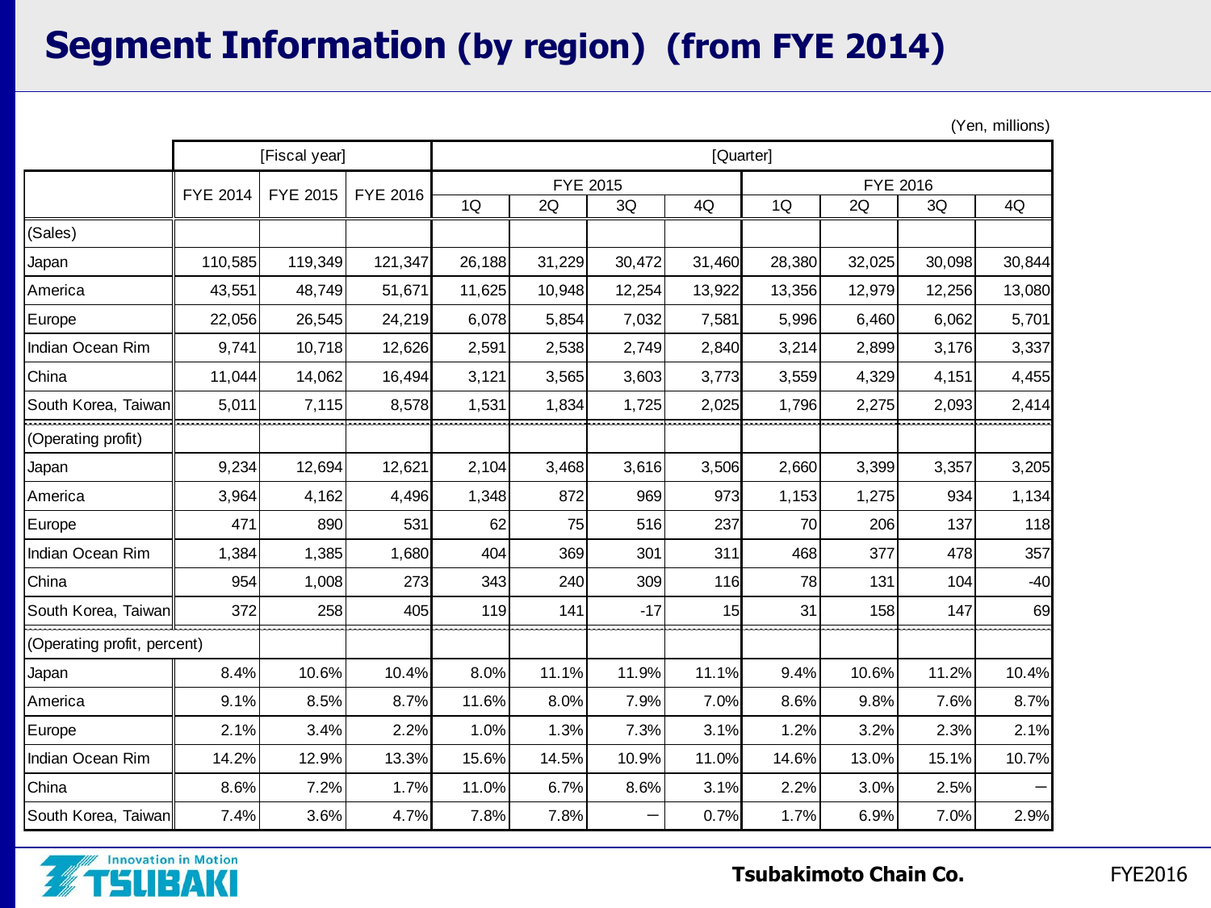# Segment Information (by region) (from FYE 2014)

(Yen, millions)

| | [Fiscal year] | | | [Quarter] | | | | | | | |
|---|---|---|---|---|---|---|---|---|---|---|---|
| | FYE 2014 | FYE 2015 | FYE 2016 | FYE 2015 | | | | FYE 2016 | | | |
| | | | | 1Q | 2Q | 3Q | 4Q | 1Q | 2Q | 3Q | 4Q |
| (Sales) | | | | | | | | | | | |
| Japan | 110,585 | 119,349 | 121,347 | 26,188 | 31,229 | 30,472 | 31,460 | 28,380 | 32,025 | 30,098 | 30,844 |
| America | 43,551 | 48,749 | 51,671 | 11,625 | 10,948 | 12,254 | 13,922 | 13,356 | 12,979 | 12,256 | 13,080 |
| Europe | 22,056 | 26,545 | 24,219 | 6,078 | 5,854 | 7,032 | 7,581 | 5,996 | 6,460 | 6,062 | 5,701 |
| Indian Ocean Rim | 9,741 | 10,718 | 12,626 | 2,591 | 2,538 | 2,749 | 2,840 | 3,214 | 2,899 | 3,176 | 3,337 |
| China | 11,044 | 14,062 | 16,494 | 3,121 | 3,565 | 3,603 | 3,773 | 3,559 | 4,329 | 4,151 | 4,455 |
| South Korea, Taiwan | 5,011 | 7,115 | 8,578 | 1,531 | 1,834 | 1,725 | 2,025 | 1,796 | 2,275 | 2,093 | 2,414 |
| (Operating profit) | | | | | | | | | | | |
| Japan | 9,234 | 12,694 | 12,621 | 2,104 | 3,468 | 3,616 | 3,506 | 2,660 | 3,399 | 3,357 | 3,205 |
| America | 3,964 | 4,162 | 4,496 | 1,348 | 872 | 969 | 973 | 1,153 | 1,275 | 934 | 1,134 |
| Europe | 471 | 890 | 531 | 62 | 75 | 516 | 237 | 70 | 206 | 137 | 118 |
| Indian Ocean Rim | 1,384 | 1,385 | 1,680 | 404 | 369 | 301 | 311 | 468 | 377 | 478 | 357 |
| China | 954 | 1,008 | 273 | 343 | 240 | 309 | 116 | 78 | 131 | 104 | -40 |
| South Korea, Taiwan | 372 | 258 | 405 | 119 | 141 | -17 | 15 | 31 | 158 | 147 | 69 |
| (Operating profit, percent) | | | | | | | | | | | |
| Japan | 8.4% | 10.6% | 10.4% | 8.0% | 11.1% | 11.9% | 11.1% | 9.4% | 10.6% | 11.2% | 10.4% |
| America | 9.1% | 8.5% | 8.7% | 11.6% | 8.0% | 7.9% | 7.0% | 8.6% | 9.8% | 7.6% | 8.7% |
| Europe | 2.1% | 3.4% | 2.2% | 1.0% | 1.3% | 7.3% | 3.1% | 1.2% | 3.2% | 2.3% | 2.1% |
| Indian Ocean Rim | 14.2% | 12.9% | 13.3% | 15.6% | 14.5% | 10.9% | 11.0% | 14.6% | 13.0% | 15.1% | 10.7% |
| China | 8.6% | 7.2% | 1.7% | 11.0% | 6.7% | 8.6% | 3.1% | 2.2% | 3.0% | 2.5% | – |
| South Korea, Taiwan | 7.4% | 3.6% | 4.7% | 7.8% | 7.8% | – | 0.7% | 1.7% | 6.9% | 7.0% | 2.9% |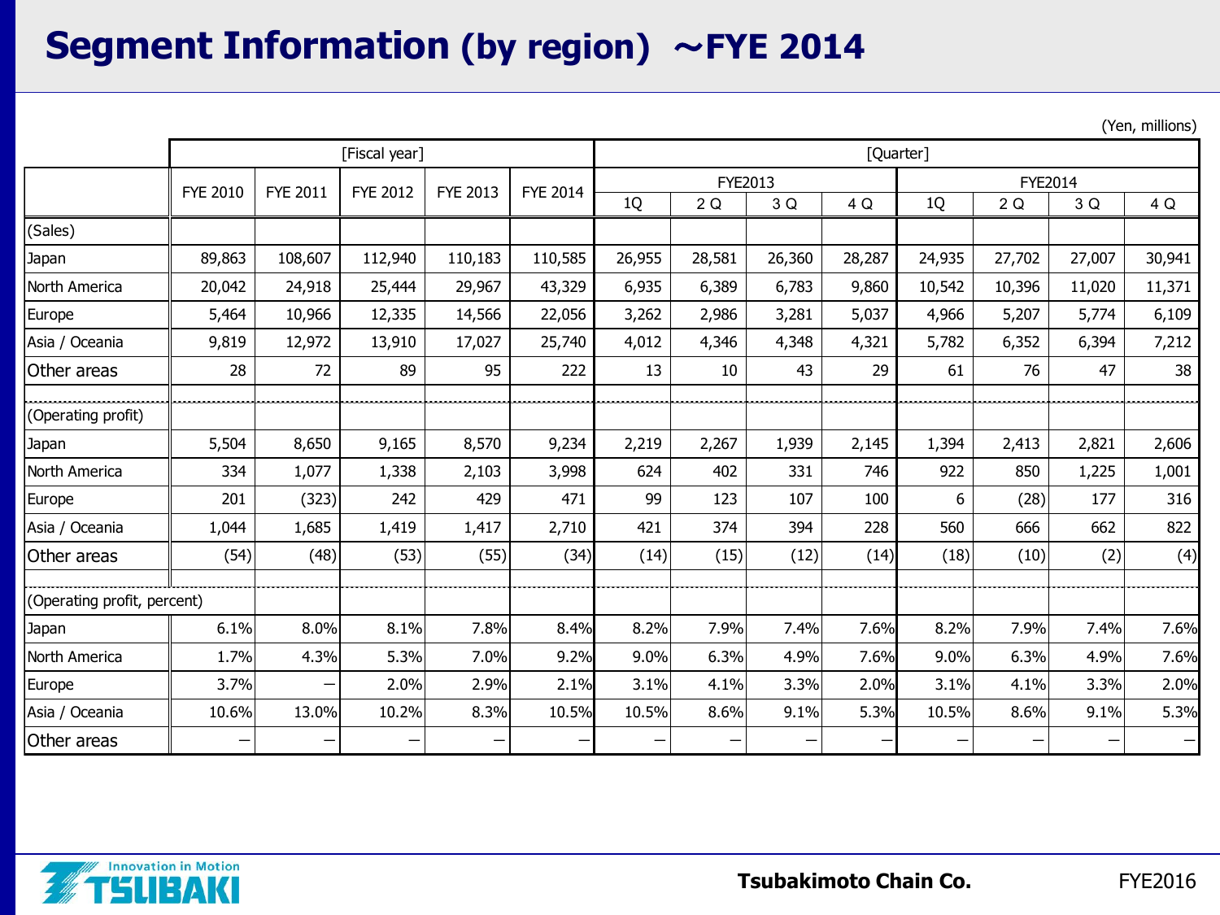# Segment Information (by region) ～FYE 2014

(Yen, millions)

| | [Fiscal year] | | | | | [Quarter] | | | | | | | |
|---|---|---|---|---|---|---|---|---|---|---|---|---|---|
| | FYE 2010 | FYE 2011 | FYE 2012 | FYE 2013 | FYE 2014 | FYE2013 | | | | FYE2014 | | | |
| | | | | | | 1Q | 2 Q | 3 Q | 4 Q | 1Q | 2 Q | 3 Q | 4 Q |
| (Sales) | | | | | | | | | | | | | |
| Japan | 89,863 | 108,607 | 112,940 | 110,183 | 110,585 | 26,955 | 28,581 | 26,360 | 28,287 | 24,935 | 27,702 | 27,007 | 30,941 |
| North America | 20,042 | 24,918 | 25,444 | 29,967 | 43,329 | 6,935 | 6,389 | 6,783 | 9,860 | 10,542 | 10,396 | 11,020 | 11,371 |
| Europe | 5,464 | 10,966 | 12,335 | 14,566 | 22,056 | 3,262 | 2,986 | 3,281 | 5,037 | 4,966 | 5,207 | 5,774 | 6,109 |
| Asia / Oceania | 9,819 | 12,972 | 13,910 | 17,027 | 25,740 | 4,012 | 4,346 | 4,348 | 4,321 | 5,782 | 6,352 | 6,394 | 7,212 |
| Other areas | 28 | 72 | 89 | 95 | 222 | 13 | 10 | 43 | 29 | 61 | 76 | 47 | 38 |
| | | | | | | | | | | | | | |
| (Operating profit) | | | | | | | | | | | | | |
| Japan | 5,504 | 8,650 | 9,165 | 8,570 | 9,234 | 2,219 | 2,267 | 1,939 | 2,145 | 1,394 | 2,413 | 2,821 | 2,606 |
| North America | 334 | 1,077 | 1,338 | 2,103 | 3,998 | 624 | 402 | 331 | 746 | 922 | 850 | 1,225 | 1,001 |
| Europe | 201 | (323) | 242 | 429 | 471 | 99 | 123 | 107 | 100 | 6 | (28) | 177 | 316 |
| Asia / Oceania | 1,044 | 1,685 | 1,419 | 1,417 | 2,710 | 421 | 374 | 394 | 228 | 560 | 666 | 662 | 822 |
| Other areas | (54) | (48) | (53) | (55) | (34) | (14) | (15) | (12) | (14) | (18) | (10) | (2) | (4) |
| | | | | | | | | | | | | | |
| (Operating profit, percent) | | | | | | | | | | | | | |
| Japan | 6.1% | 8.0% | 8.1% | 7.8% | 8.4% | 8.2% | 7.9% | 7.4% | 7.6% | 8.2% | 7.9% | 7.4% | 7.6% |
| North America | 1.7% | 4.3% | 5.3% | 7.0% | 9.2% | 9.0% | 6.3% | 4.9% | 7.6% | 9.0% | 6.3% | 4.9% | 7.6% |
| Europe | 3.7% | – | 2.0% | 2.9% | 2.1% | 3.1% | 4.1% | 3.3% | 2.0% | 3.1% | 4.1% | 3.3% | 2.0% |
| Asia / Oceania | 10.6% | 13.0% | 10.2% | 8.3% | 10.5% | 10.5% | 8.6% | 9.1% | 5.3% | 10.5% | 8.6% | 9.1% | 5.3% |
| Other areas | – | – | – | – | – | – | – | – | – | – | – | – | – |

Tsubakimoto Chain Co. FYE2016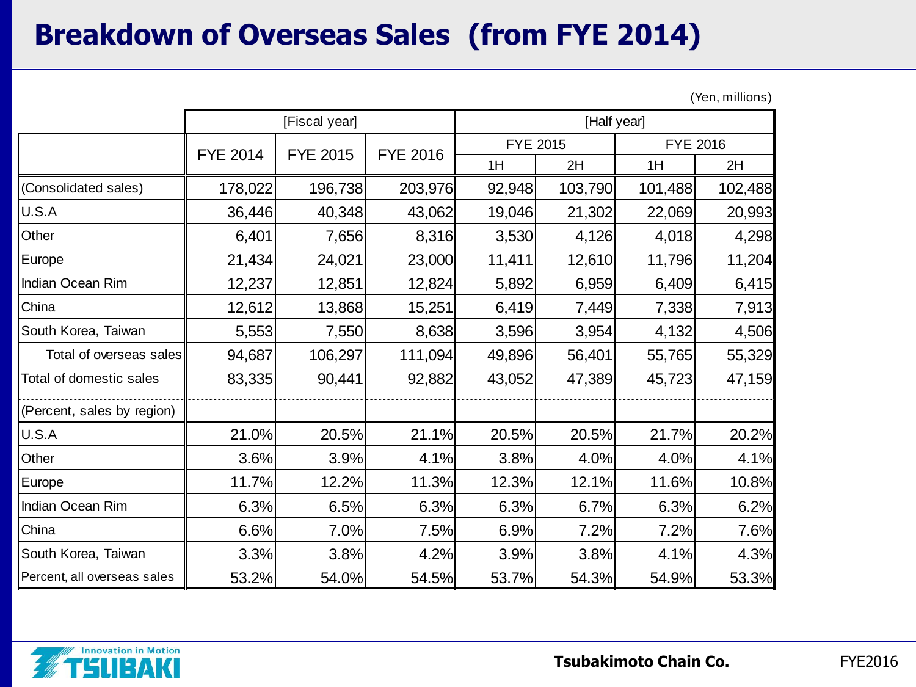# Breakdown of Overseas Sales (from FYE 2014)

(Yen, millions)

| | [Fiscal year] | | | [Half year] | | | |
|---|---|---|---|---|---|---|---|
| | FYE 2014 | FYE 2015 | FYE 2016 | FYE 2015 | | FYE 2016 | |
| | | | | 1H | 2H | 1H | 2H |
| (Consolidated sales) | 178,022 | 196,738 | 203,976 | 92,948 | 103,790 | 101,488 | 102,488 |
| U.S.A | 36,446 | 40,348 | 43,062 | 19,046 | 21,302 | 22,069 | 20,993 |
| Other | 6,401 | 7,656 | 8,316 | 3,530 | 4,126 | 4,018 | 4,298 |
| Europe | 21,434 | 24,021 | 23,000 | 11,411 | 12,610 | 11,796 | 11,204 |
| Indian Ocean Rim | 12,237 | 12,851 | 12,824 | 5,892 | 6,959 | 6,409 | 6,415 |
| China | 12,612 | 13,868 | 15,251 | 6,419 | 7,449 | 7,338 | 7,913 |
| South Korea, Taiwan | 5,553 | 7,550 | 8,638 | 3,596 | 3,954 | 4,132 | 4,506 |
| Total of overseas sales | 94,687 | 106,297 | 111,094 | 49,896 | 56,401 | 55,765 | 55,329 |
| Total of domestic sales | 83,335 | 90,441 | 92,882 | 43,052 | 47,389 | 45,723 | 47,159 |
| (Percent, sales by region) | | | | | | | |
| U.S.A | 21.0% | 20.5% | 21.1% | 20.5% | 20.5% | 21.7% | 20.2% |
| Other | 3.6% | 3.9% | 4.1% | 3.8% | 4.0% | 4.0% | 4.1% |
| Europe | 11.7% | 12.2% | 11.3% | 12.3% | 12.1% | 11.6% | 10.8% |
| Indian Ocean Rim | 6.3% | 6.5% | 6.3% | 6.3% | 6.7% | 6.3% | 6.2% |
| China | 6.6% | 7.0% | 7.5% | 6.9% | 7.2% | 7.2% | 7.6% |
| South Korea, Taiwan | 3.3% | 3.8% | 4.2% | 3.9% | 3.8% | 4.1% | 4.3% |
| Percent, all overseas sales | 53.2% | 54.0% | 54.5% | 53.7% | 54.3% | 54.9% | 53.3% |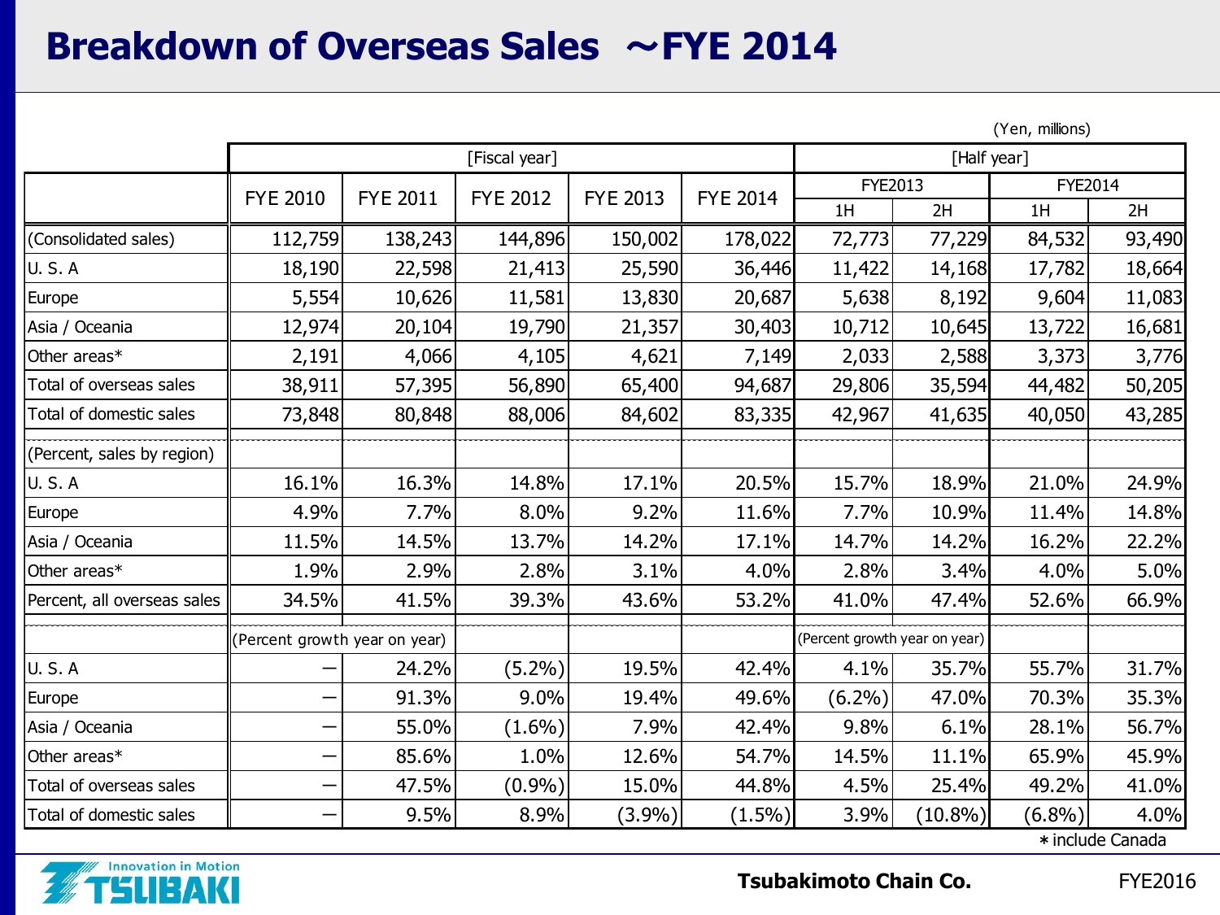# Breakdown of Overseas Sales ～FYE 2014

(Yen, millions)

| | [Fiscal year] | | | | | [Half year] | | | |
|---|---|---|---|---|---|---|---|---|---|
| | FYE 2010 | FYE 2011 | FYE 2012 | FYE 2013 | FYE 2014 | FYE2013 | | FYE2014 | |
| | | | | | | 1H | 2H | 1H | 2H |
| (Consolidated sales) | 112,759 | 138,243 | 144,896 | 150,002 | 178,022 | 72,773 | 77,229 | 84,532 | 93,490 |
| U. S. A | 18,190 | 22,598 | 21,413 | 25,590 | 36,446 | 11,422 | 14,168 | 17,782 | 18,664 |
| Europe | 5,554 | 10,626 | 11,581 | 13,830 | 20,687 | 5,638 | 8,192 | 9,604 | 11,083 |
| Asia / Oceania | 12,974 | 20,104 | 19,790 | 21,357 | 30,403 | 10,712 | 10,645 | 13,722 | 16,681 |
| Other areas* | 2,191 | 4,066 | 4,105 | 4,621 | 7,149 | 2,033 | 2,588 | 3,373 | 3,776 |
| Total of overseas sales | 38,911 | 57,395 | 56,890 | 65,400 | 94,687 | 29,806 | 35,594 | 44,482 | 50,205 |
| Total of domestic sales | 73,848 | 80,848 | 88,006 | 84,602 | 83,335 | 42,967 | 41,635 | 40,050 | 43,285 |
| (Percent, sales by region) | | | | | | | | | |
| U. S. A | 16.1% | 16.3% | 14.8% | 17.1% | 20.5% | 15.7% | 18.9% | 21.0% | 24.9% |
| Europe | 4.9% | 7.7% | 8.0% | 9.2% | 11.6% | 7.7% | 10.9% | 11.4% | 14.8% |
| Asia / Oceania | 11.5% | 14.5% | 13.7% | 14.2% | 17.1% | 14.7% | 14.2% | 16.2% | 22.2% |
| Other areas* | 1.9% | 2.9% | 2.8% | 3.1% | 4.0% | 2.8% | 3.4% | 4.0% | 5.0% |
| Percent, all overseas sales | 34.5% | 41.5% | 39.3% | 43.6% | 53.2% | 41.0% | 47.4% | 52.6% | 66.9% |
| | (Percent growth year on year) | | | | | (Percent growth year on year) | | | |
| U. S. A | － | 24.2% | (5.2%) | 19.5% | 42.4% | 4.1% | 35.7% | 55.7% | 31.7% |
| Europe | － | 91.3% | 9.0% | 19.4% | 49.6% | (6.2%) | 47.0% | 70.3% | 35.3% |
| Asia / Oceania | － | 55.0% | (1.6%) | 7.9% | 42.4% | 9.8% | 6.1% | 28.1% | 56.7% |
| Other areas* | － | 85.6% | 1.0% | 12.6% | 54.7% | 14.5% | 11.1% | 65.9% | 45.9% |
| Total of overseas sales | － | 47.5% | (0.9%) | 15.0% | 44.8% | 4.5% | 25.4% | 49.2% | 41.0% |
| Total of domestic sales | － | 9.5% | 8.9% | (3.9%) | (1.5%) | 3.9% | (10.8%) | (6.8%) | 4.0% |

＊include Canada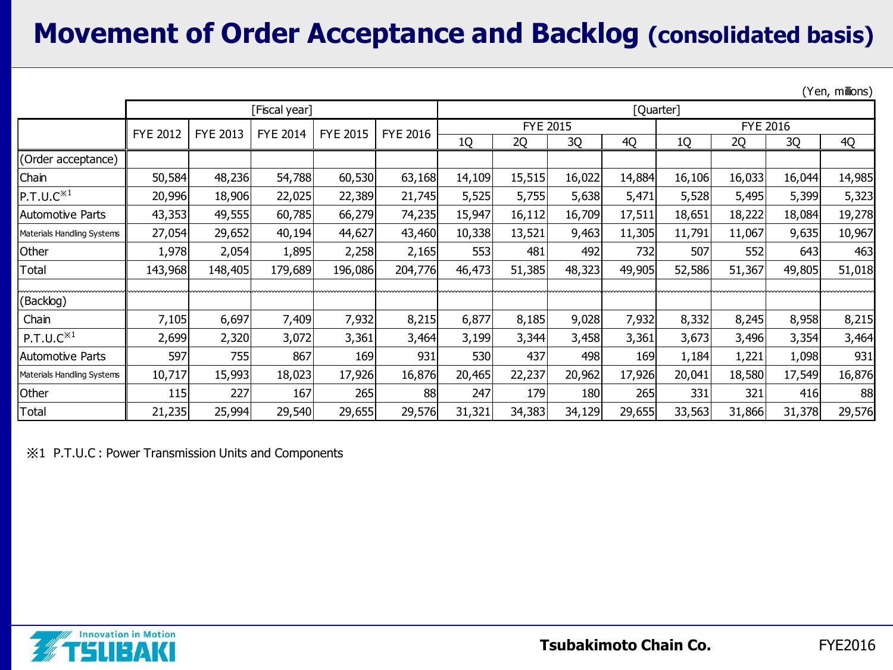# Movement of Order Acceptance and Backlog (consolidated basis)

(Yen, millions)

| | [Fiscal year] | | | | | [Quarter] | | | | | | | |
|---|---|---|---|---|---|---|---|---|---|---|---|---|---|
| | FYE 2012 | FYE 2013 | FYE 2014 | FYE 2015 | FYE 2016 | FYE 2015 | | | | FYE 2016 | | | |
| | | | | | | 1Q | 2Q | 3Q | 4Q | 1Q | 2Q | 3Q | 4Q |
| (Order acceptance) | | | | | | | | | | | | | |
| Chain | 50,584 | 48,236 | 54,788 | 60,530 | 63,168 | 14,109 | 15,515 | 16,022 | 14,884 | 16,106 | 16,033 | 16,044 | 14,985 |
| P.T.U.C※1 | 20,996 | 18,906 | 22,025 | 22,389 | 21,745 | 5,525 | 5,755 | 5,638 | 5,471 | 5,528 | 5,495 | 5,399 | 5,323 |
| Automotive Parts | 43,353 | 49,555 | 60,785 | 66,279 | 74,235 | 15,947 | 16,112 | 16,709 | 17,511 | 18,651 | 18,222 | 18,084 | 19,278 |
| Materials Handling Systems | 27,054 | 29,652 | 40,194 | 44,627 | 43,460 | 10,338 | 13,521 | 9,463 | 11,305 | 11,791 | 11,067 | 9,635 | 10,967 |
| Other | 1,978 | 2,054 | 1,895 | 2,258 | 2,165 | 553 | 481 | 492 | 732 | 507 | 552 | 643 | 463 |
| Total | 143,968 | 148,405 | 179,689 | 196,086 | 204,776 | 46,473 | 51,385 | 48,323 | 49,905 | 52,586 | 51,367 | 49,805 | 51,018 |
| | | | | | | | | | | | | | |
| (Backlog) | | | | | | | | | | | | | |
| Chain | 7,105 | 6,697 | 7,409 | 7,932 | 8,215 | 6,877 | 8,185 | 9,028 | 7,932 | 8,332 | 8,245 | 8,958 | 8,215 |
| P.T.U.C※1 | 2,699 | 2,320 | 3,072 | 3,361 | 3,464 | 3,199 | 3,344 | 3,458 | 3,361 | 3,673 | 3,496 | 3,354 | 3,464 |
| Automotive Parts | 597 | 755 | 867 | 169 | 931 | 530 | 437 | 498 | 169 | 1,184 | 1,221 | 1,098 | 931 |
| Materials Handling Systems | 10,717 | 15,993 | 18,023 | 17,926 | 16,876 | 20,465 | 22,237 | 20,962 | 17,926 | 20,041 | 18,580 | 17,549 | 16,876 |
| Other | 115 | 227 | 167 | 265 | 88 | 247 | 179 | 180 | 265 | 331 | 321 | 416 | 88 |
| Total | 21,235 | 25,994 | 29,540 | 29,655 | 29,576 | 31,321 | 34,383 | 34,129 | 29,655 | 33,563 | 31,866 | 31,378 | 29,576 |

※1 P.T.U.C : Power Transmission Units and Components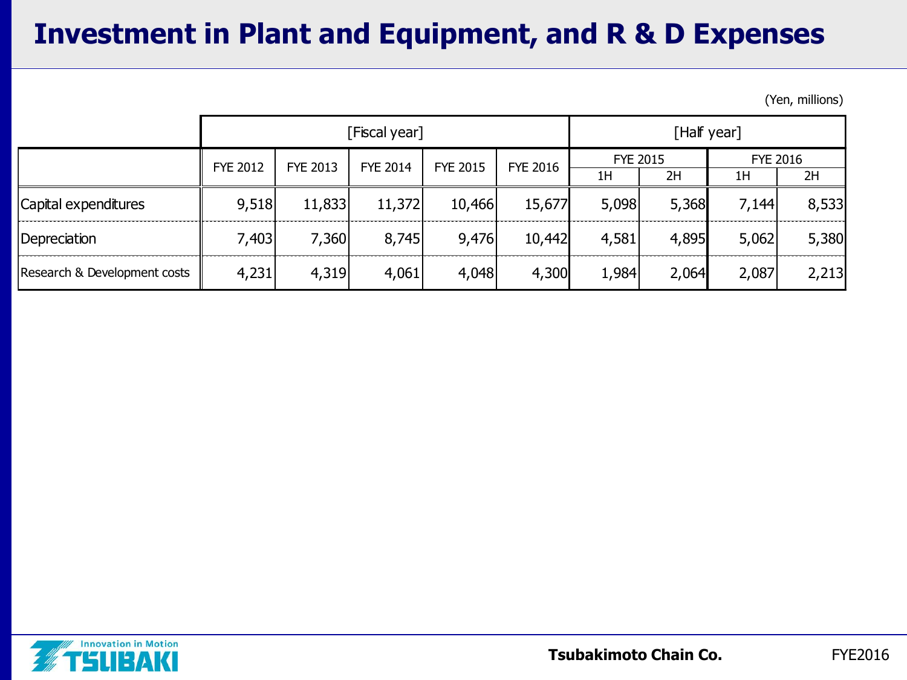# Investment in Plant and Equipment, and R & D Expenses

(Yen, millions)

| | [Fiscal year] | | | | | [Half year] | | | |
|---|---|---|---|---|---|---|---|---|---|
| | FYE 2012 | FYE 2013 | FYE 2014 | FYE 2015 | FYE 2016 | FYE 2015 | | FYE 2016 | |
| | | | | | | 1H | 2H | 1H | 2H |
| Capital expenditures | 9,518 | 11,833 | 11,372 | 10,466 | 15,677 | 5,098 | 5,368 | 7,144 | 8,533 |
| Depreciation | 7,403 | 7,360 | 8,745 | 9,476 | 10,442 | 4,581 | 4,895 | 5,062 | 5,380 |
| Research & Development costs | 4,231 | 4,319 | 4,061 | 4,048 | 4,300 | 1,984 | 2,064 | 2,087 | 2,213 |